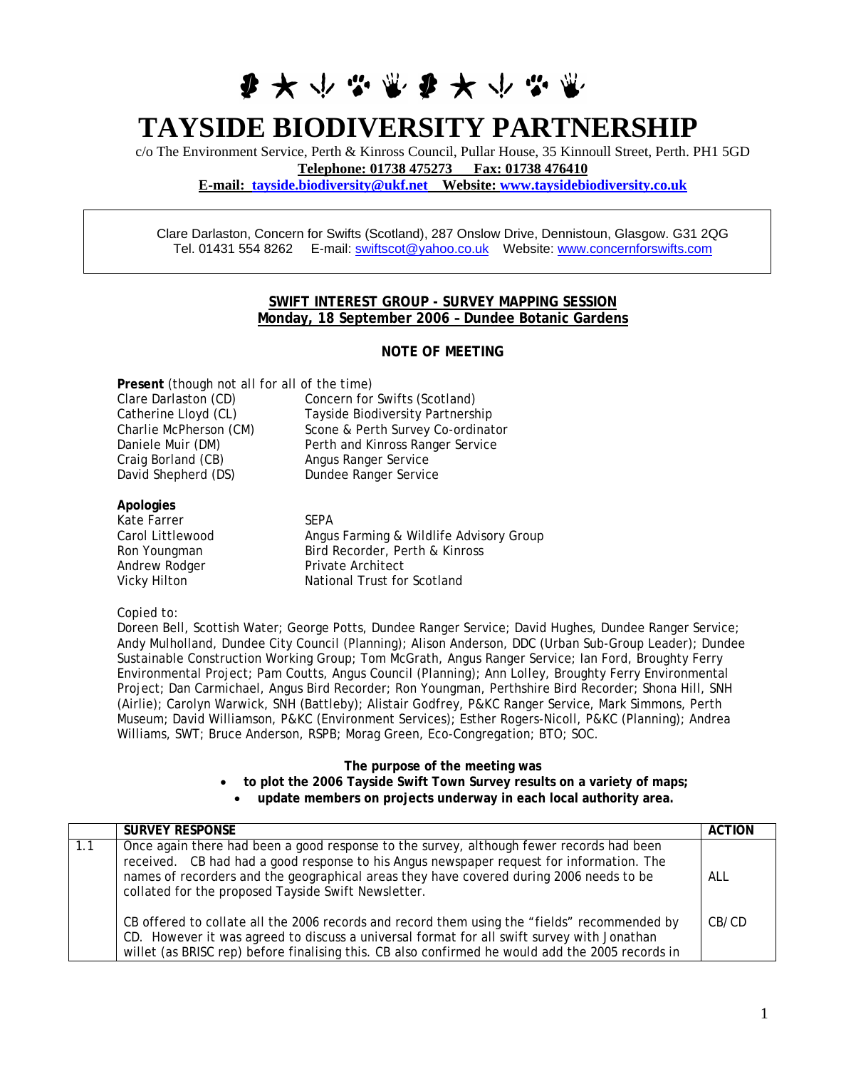# TAYSIDE BIODIVERSITY PARTNERSHIP

c/o The Environment Service, Perth & Kinross Council, Pullar House, 35 Kinnoull Street, Perth. PH1 5GD
**Telephone: 01738 475273 Fax: 01738 476410**
**E-mail: tayside.biodiversity@ukf.net Website: www.taysidebiodiversity.co.uk**

Clare Darlaston, Concern for Swifts (Scotland), 287 Onslow Drive, Dennistoun, Glasgow. G31 2QG
Tel. 01431 554 8262 E-mail: swiftscot@yahoo.co.uk Website: www.concernforswifts.com

**SWIFT INTEREST GROUP - SURVEY MAPPING SESSION**
**Monday, 18 September 2006 – Dundee Botanic Gardens**

**NOTE OF MEETING**

**Present** (though not all for all of the time)

| | |
|---|---|
| Clare Darlaston (CD) | Concern for Swifts (Scotland) |
| Catherine Lloyd (CL) | Tayside Biodiversity Partnership |
| Charlie McPherson (CM) | Scone & Perth Survey Co-ordinator |
| Daniele Muir (DM) | Perth and Kinross Ranger Service |
| Craig Borland (CB) | Angus Ranger Service |
| David Shepherd (DS) | Dundee Ranger Service |

**Apologies**

| | |
|---|---|
| Kate Farrer | SEPA |
| Carol Littlewood | Angus Farming & Wildlife Advisory Group |
| Ron Youngman | Bird Recorder, Perth & Kinross |
| Andrew Rodger | Private Architect |
| Vicky Hilton | National Trust for Scotland |

Copied to:
Doreen Bell, Scottish Water; George Potts, Dundee Ranger Service; David Hughes, Dundee Ranger Service; Andy Mulholland, Dundee City Council (Planning); Alison Anderson, DDC (Urban Sub-Group Leader); Dundee Sustainable Construction Working Group; Tom McGrath, Angus Ranger Service; Ian Ford, Broughty Ferry Environmental Project; Pam Coutts, Angus Council (Planning); Ann Lolley, Broughty Ferry Environmental Project; Dan Carmichael, Angus Bird Recorder; Ron Youngman, Perthshire Bird Recorder; Shona Hill, SNH (Airlie); Carolyn Warwick, SNH (Battleby); Alistair Godfrey, P&KC Ranger Service, Mark Simmons, Perth Museum; David Williamson, P&KC (Environment Services); Esther Rogers-Nicoll, P&KC (Planning); Andrea Williams, SWT; Bruce Anderson, RSPB; Morag Green, Eco-Congregation; BTO; SOC.

**The purpose of the meeting was**

- **to plot the 2006 Tayside Swift Town Survey results on a variety of maps;**
- **update members on projects underway in each local authority area.**

| | SURVEY RESPONSE | ACTION |
|---|---|---|
| 1.1 | Once again there had been a good response to the survey, although fewer records had been received. CB had had a good response to his Angus newspaper request for information. The names of recorders and the geographical areas they have covered during 2006 needs to be collated for the proposed Tayside Swift Newsletter. | ALL |
| | CB offered to collate all the 2006 records and record them using the "fields" recommended by CD. However it was agreed to discuss a universal format for all swift survey with Jonathan willet (as BRISC rep) before finalising this. CB also confirmed he would add the 2005 records in | CB/CD |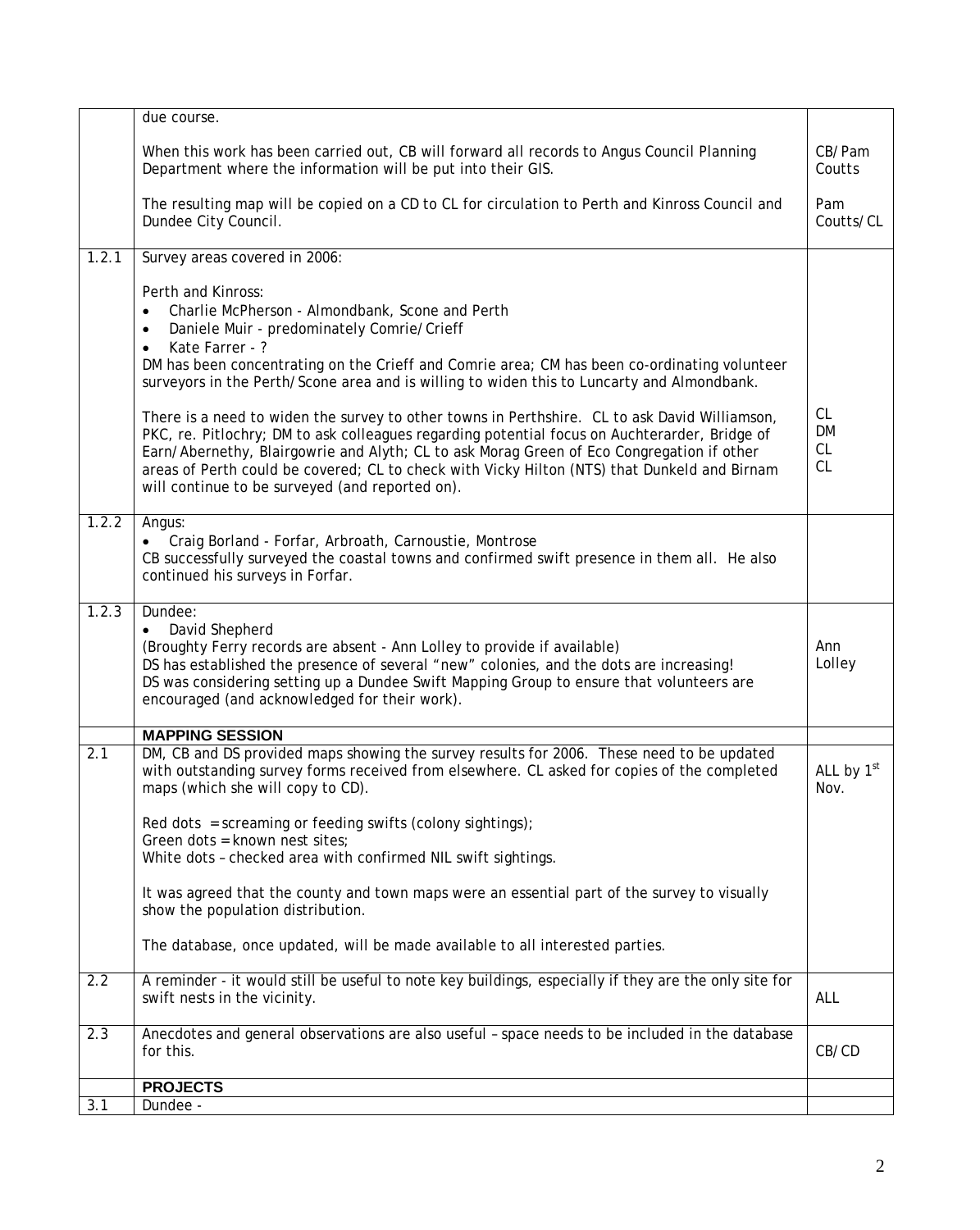| | | |
|---|---|---|
| | due course.<br><br>When this work has been carried out, CB will forward all records to Angus Council Planning Department where the information will be put into their GIS.<br><br>The resulting map will be copied on a CD to CL for circulation to Perth and Kinross Council and Dundee City Council. | <br><br>CB/Pam Coutts<br><br>Pam Coutts/CL |
| 1.2.1 | Survey areas covered in 2006:<br><br>Perth and Kinross:<br>• Charlie McPherson - Almondbank, Scone and Perth<br>• Daniele Muir - predominately Comrie/Crieff<br>• Kate Farrer - ?<br>DM has been concentrating on the Crieff and Comrie area; CM has been co-ordinating volunteer surveyors in the Perth/Scone area and is willing to widen this to Luncarty and Almondbank.<br><br>There is a need to widen the survey to other towns in Perthshire. CL to ask David Williamson, PKC, re. Pitlochry; DM to ask colleagues regarding potential focus on Auchterarder, Bridge of Earn/Abernethy, Blairgowrie and Alyth; CL to ask Morag Green of Eco Congregation if other areas of Perth could be covered; CL to check with Vicky Hilton (NTS) that Dunkeld and Birnam will continue to be surveyed (and reported on). | <br><br><br><br><br><br><br><br><br><br>CL<br>DM<br>CL<br>CL |
| 1.2.2 | Angus:<br>• Craig Borland - Forfar, Arbroath, Carnoustie, Montrose<br>CB successfully surveyed the coastal towns and confirmed swift presence in them all. He also continued his surveys in Forfar. | |
| 1.2.3 | Dundee:<br>• David Shepherd<br>(Broughty Ferry records are absent - Ann Lolley to provide if available)<br>DS has established the presence of several "new" colonies, and the dots are increasing!<br>DS was considering setting up a Dundee Swift Mapping Group to ensure that volunteers are encouraged (and acknowledged for their work). | <br><br>Ann Lolley |
| | **MAPPING SESSION** | |
| 2.1 | DM, CB and DS provided maps showing the survey results for 2006. These need to be updated with outstanding survey forms received from elsewhere. CL asked for copies of the completed maps (which she will copy to CD).<br><br>Red dots = screaming or feeding swifts (colony sightings);<br>Green dots = known nest sites;<br>White dots – checked area with confirmed NIL swift sightings.<br><br>It was agreed that the county and town maps were an essential part of the survey to visually show the population distribution.<br><br>The database, once updated, will be made available to all interested parties. | ALL by 1st Nov. |
| 2.2 | A reminder - it would still be useful to note key buildings, especially if they are the only site for swift nests in the vicinity. | ALL |
| 2.3 | Anecdotes and general observations are also useful – space needs to be included in the database for this. | CB/CD |
| | **PROJECTS** | |
| 3.1 | Dundee - | |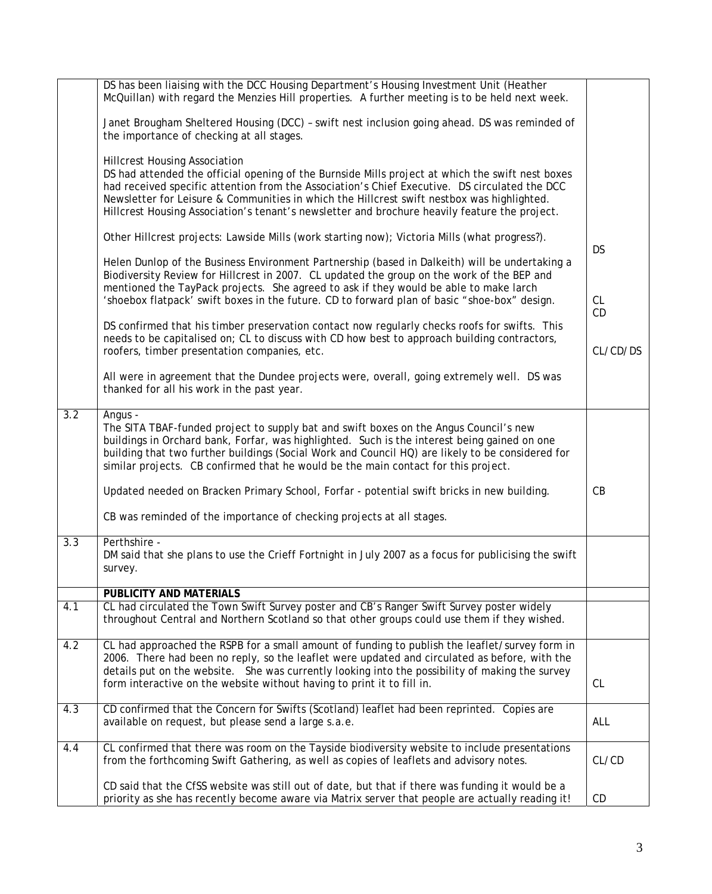| | | |
|---|---|---|
| | DS has been liaising with the DCC Housing Department's Housing Investment Unit (Heather McQuillan) with regard the Menzies Hill properties. A further meeting is to be held next week.<br><br>Janet Brougham Sheltered Housing (DCC) – swift nest inclusion going ahead. DS was reminded of the importance of checking at all stages.<br><br>Hillcrest Housing Association<br>DS had attended the official opening of the Burnside Mills project at which the swift nest boxes had received specific attention from the Association's Chief Executive. DS circulated the DCC Newsletter for Leisure & Communities in which the Hillcrest swift nestbox was highlighted. Hillcrest Housing Association's tenant's newsletter and brochure heavily feature the project.<br><br>Other Hillcrest projects: Lawside Mills (work starting now); Victoria Mills (what progress?).<br><br>Helen Dunlop of the Business Environment Partnership (based in Dalkeith) will be undertaking a Biodiversity Review for Hillcrest in 2007. CL updated the group on the work of the BEP and mentioned the TayPack projects. She agreed to ask if they would be able to make larch 'shoebox flatpack' swift boxes in the future. CD to forward plan of basic "shoe-box" design.<br><br>DS confirmed that his timber preservation contact now regularly checks roofs for swifts. This needs to be capitalised on; CL to discuss with CD how best to approach building contractors, roofers, timber presentation companies, etc.<br><br>All were in agreement that the Dundee projects were, overall, going extremely well. DS was thanked for all his work in the past year. | DS<br><br>CL<br>CD<br><br>CL/CD/DS |
| 3.2 | Angus -<br>The SITA TBAF-funded project to supply bat and swift boxes on the Angus Council's new buildings in Orchard bank, Forfar, was highlighted. Such is the interest being gained on one building that two further buildings (Social Work and Council HQ) are likely to be considered for similar projects. CB confirmed that he would be the main contact for this project.<br><br>Updated needed on Bracken Primary School, Forfar - potential swift bricks in new building.<br><br>CB was reminded of the importance of checking projects at all stages. | CB |
| 3.3 | Perthshire -<br>DM said that she plans to use the Crieff Fortnight in July 2007 as a focus for publicising the swift survey. | |
| | **PUBLICITY AND MATERIALS** | |
| 4.1 | CL had circulated the Town Swift Survey poster and CB's Ranger Swift Survey poster widely throughout Central and Northern Scotland so that other groups could use them if they wished. | |
| 4.2 | CL had approached the RSPB for a small amount of funding to publish the leaflet/survey form in 2006. There had been no reply, so the leaflet were updated and circulated as before, with the details put on the website. She was currently looking into the possibility of making the survey form interactive on the website without having to print it to fill in. | CL |
| 4.3 | CD confirmed that the Concern for Swifts (Scotland) leaflet had been reprinted. Copies are available on request, but please send a large s.a.e. | ALL |
| 4.4 | CL confirmed that there was room on the Tayside biodiversity website to include presentations from the forthcoming Swift Gathering, as well as copies of leaflets and advisory notes.<br><br>CD said that the CfSS website was still out of date, but that if there was funding it would be a priority as she has recently become aware via Matrix server that people are actually reading it! | CL/CD<br><br>CD |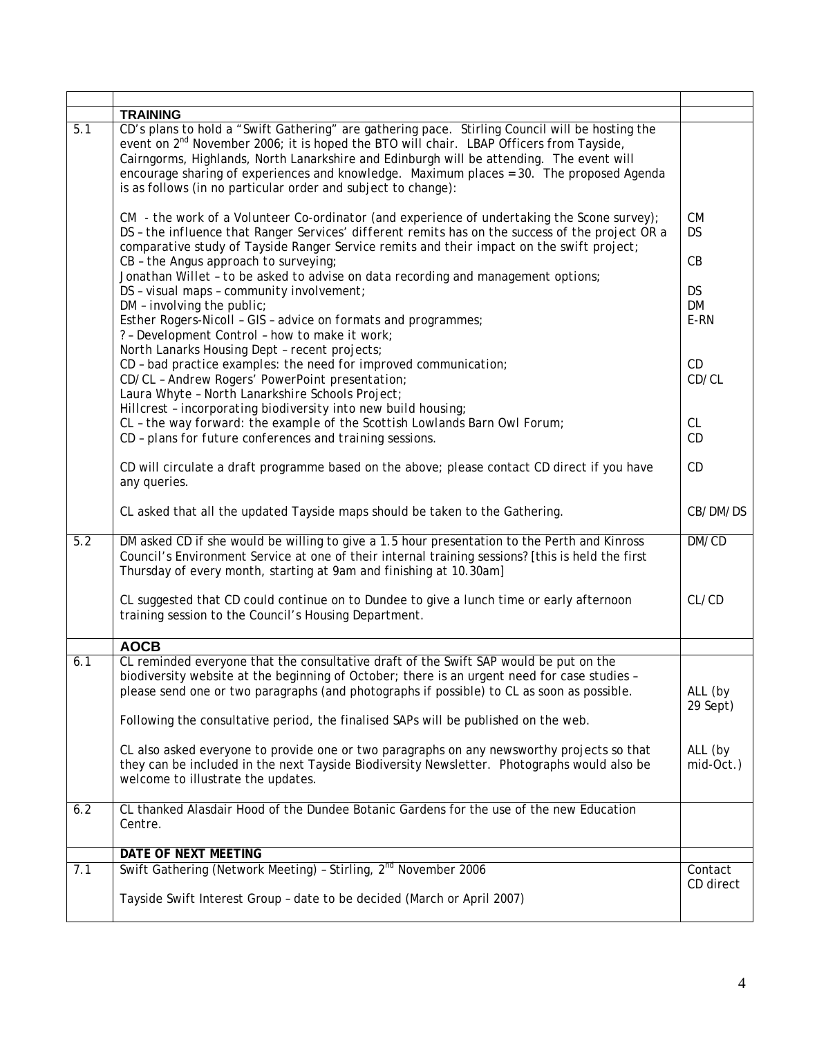| | | |
|---|---|---|
| | **TRAINING** | |
| 5.1 | CD's plans to hold a "Swift Gathering" are gathering pace. Stirling Council will be hosting the event on 2nd November 2006; it is hoped the BTO will chair. LBAP Officers from Tayside, Cairngorms, Highlands, North Lanarkshire and Edinburgh will be attending. The event will encourage sharing of experiences and knowledge. Maximum places = 30. The proposed Agenda is as follows (in no particular order and subject to change): | |
| | CM - the work of a Volunteer Co-ordinator (and experience of undertaking the Scone survey); | CM |
| | DS – the influence that Ranger Services' different remits has on the success of the project OR a comparative study of Tayside Ranger Service remits and their impact on the swift project; | DS |
| | CB – the Angus approach to surveying; | CB |
| | Jonathan Willet – to be asked to advise on data recording and management options; | |
| | DS – visual maps – community involvement; | DS |
| | DM – involving the public; | DM |
| | Esther Rogers-Nicoll – GIS – advice on formats and programmes; | E-RN |
| | ? – Development Control – how to make it work; | |
| | North Lanarks Housing Dept – recent projects; | |
| | CD – bad practice examples: the need for improved communication; | CD |
| | CD/CL – Andrew Rogers' PowerPoint presentation; | CD/CL |
| | Laura Whyte – North Lanarkshire Schools Project; | |
| | Hillcrest – incorporating biodiversity into new build housing; | |
| | CL – the way forward: the example of the Scottish Lowlands Barn Owl Forum; | CL |
| | CD – plans for future conferences and training sessions. | CD |
| | CD will circulate a draft programme based on the above; please contact CD direct if you have any queries. | CD |
| | CL asked that all the updated Tayside maps should be taken to the Gathering. | CB/DM/DS |
| 5.2 | DM asked CD if she would be willing to give a 1.5 hour presentation to the Perth and Kinross Council's Environment Service at one of their internal training sessions? [this is held the first Thursday of every month, starting at 9am and finishing at 10.30am] | DM/CD |
| | CL suggested that CD could continue on to Dundee to give a lunch time or early afternoon training session to the Council's Housing Department. | CL/CD |
| | **AOCB** | |
| 6.1 | CL reminded everyone that the consultative draft of the Swift SAP would be put on the biodiversity website at the beginning of October; there is an urgent need for case studies – please send one or two paragraphs (and photographs if possible) to CL as soon as possible. | ALL (by 29 Sept) |
| | Following the consultative period, the finalised SAPs will be published on the web. | |
| | CL also asked everyone to provide one or two paragraphs on any newsworthy projects so that they can be included in the next Tayside Biodiversity Newsletter. Photographs would also be welcome to illustrate the updates. | ALL (by mid-Oct.) |
| 6.2 | CL thanked Alasdair Hood of the Dundee Botanic Gardens for the use of the new Education Centre. | |
| | **DATE OF NEXT MEETING** | |
| 7.1 | Swift Gathering (Network Meeting) – Stirling, 2nd November 2006 | Contact CD direct |
| | Tayside Swift Interest Group – date to be decided (March or April 2007) | |